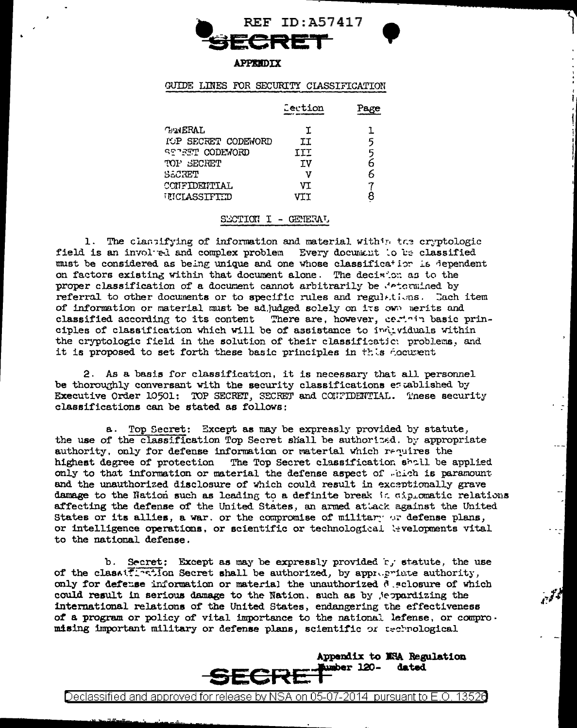**SECRET**

## APPENDIX

### GUIDE LINES FOR SECURITY CLASSIFICATION

| | Section | Page |
|---|---|---|
| GENERAL | I | 1 |
| TOP SECRET CODEWORD | II | 5 |
| SECRET CODEWORD | III | 5 |
| TOP SECRET | IV | 6 |
| SECRET | V | 6 |
| CONFIDENTIAL | VI | 7 |
| UNCLASSIFIED | VII | 8 |

### SECTION I - GENERAL

1. The classifying of information and material within the cryptologic field is an involved and complex problem. Every document to be classified must be considered as being unique and one whose classification is dependent on factors existing within that document alone. The decision as to the proper classification of a document cannot arbitrarily be determined by referral to other documents or to specific rules and regulations. Each item of information or material must be adjudged solely on its own merits and classified according to its content. There are, however, certain basic principles of classification which will be of assistance to individuals within the cryptologic field in the solution of their classification problems, and it is proposed to set forth these basic principles in this document.

2. As a basis for classification, it is necessary that all personnel be thoroughly conversant with the security classifications established by Executive Order 10501: TOP SECRET, SECRET and CONFIDENTIAL. These security classifications can be stated as follows:

a. Top Secret: Except as may be expressly provided by statute, the use of the classification Top Secret shall be authorized, by appropriate authority, only for defense information or material which requires the highest degree of protection. The Top Secret classification shall be applied only to that information or material the defense aspect of which is paramount and the unauthorized disclosure of which could result in exceptionally grave damage to the Nation such as leading to a definite break in diplomatic relations affecting the defense of the United States, an armed attack against the United States or its allies, a war, or the compromise of military or defense plans, or intelligence operations, or scientific or technological developments vital to the national defense.

b. Secret: Except as may be expressly provided by statute, the use of the classification Secret shall be authorized, by appropriate authority, only for defense information or material the unauthorized disclosure of which could result in serious damage to the Nation, such as by jeopardizing the international relations of the United States, endangering the effectiveness of a program or policy of vital importance to the national defense, or compromising important military or defense plans, scientific or technological

Appendix to NSA Regulation
Number 120- dated

**SECRET**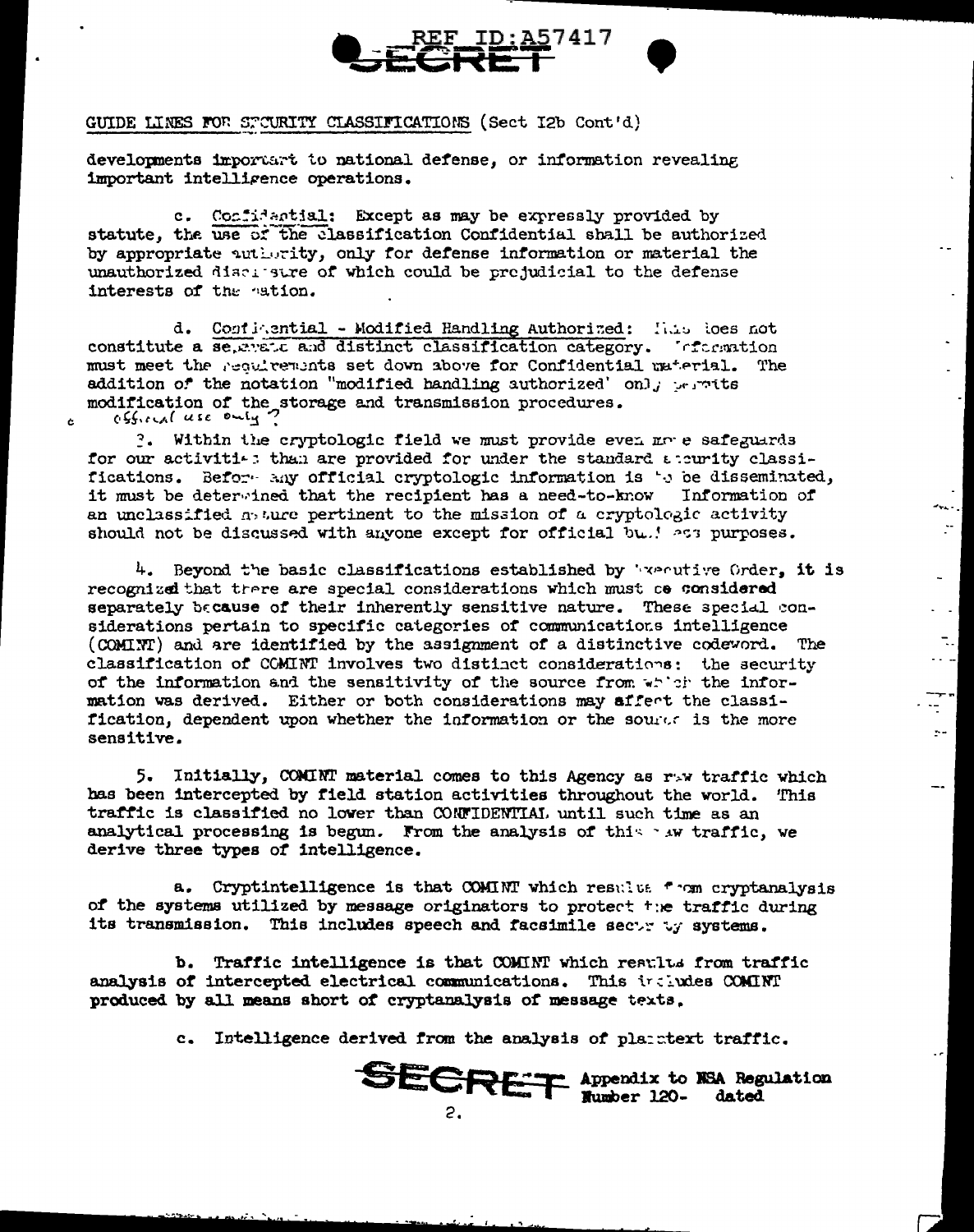GUIDE LINES FOR SECURITY CLASSIFICATIONS (Sect I2b Cont'd)

developments important to national defense, or information revealing important intelligence operations.

c. Confidential: Except as may be expressly provided by statute, the use of the classification Confidential shall be authorized by appropriate authority, only for defense information or material the unauthorized disclosure of which could be prejudicial to the defense interests of the nation.

d. Confidential - Modified Handling Authorized: This does not constitute a separate and distinct classification category. Information must meet the requirements set down above for Confidential material. The addition of the notation "modified handling authorized" only permits modification of the storage and transmission procedures.

e. official use only ?

3. Within the cryptologic field we must provide even more safeguards for our activities than are provided for under the standard security classifications. Before any official cryptologic information is to be disseminated, it must be determined that the recipient has a need-to-know. Information of an unclassified nature pertinent to the mission of a cryptologic activity should not be discussed with anyone except for official business purposes.

4. Beyond the basic classifications established by Executive Order, it is recognized that there are special considerations which must be considered separately because of their inherently sensitive nature. These special considerations pertain to specific categories of communications intelligence (COMINT) and are identified by the assignment of a distinctive codeword. The classification of COMINT involves two distinct considerations: the security of the information and the sensitivity of the source from which the information was derived. Either or both considerations may affect the classification, dependent upon whether the information or the source is the more sensitive.

5. Initially, COMINT material comes to this Agency as raw traffic which has been intercepted by field station activities throughout the world. This traffic is classified no lower than CONFIDENTIAL until such time as an analytical processing is begun. From the analysis of this raw traffic, we derive three types of intelligence.

a. Cryptintelligence is that COMINT which results from cryptanalysis of the systems utilized by message originators to protect the traffic during its transmission. This includes speech and facsimile security systems.

b. Traffic intelligence is that COMINT which results from traffic analysis of intercepted electrical communications. This includes COMINT produced by all means short of cryptanalysis of message texts.

c. Intelligence derived from the analysis of plaintext traffic.

Appendix to NSA Regulation Number 120- dated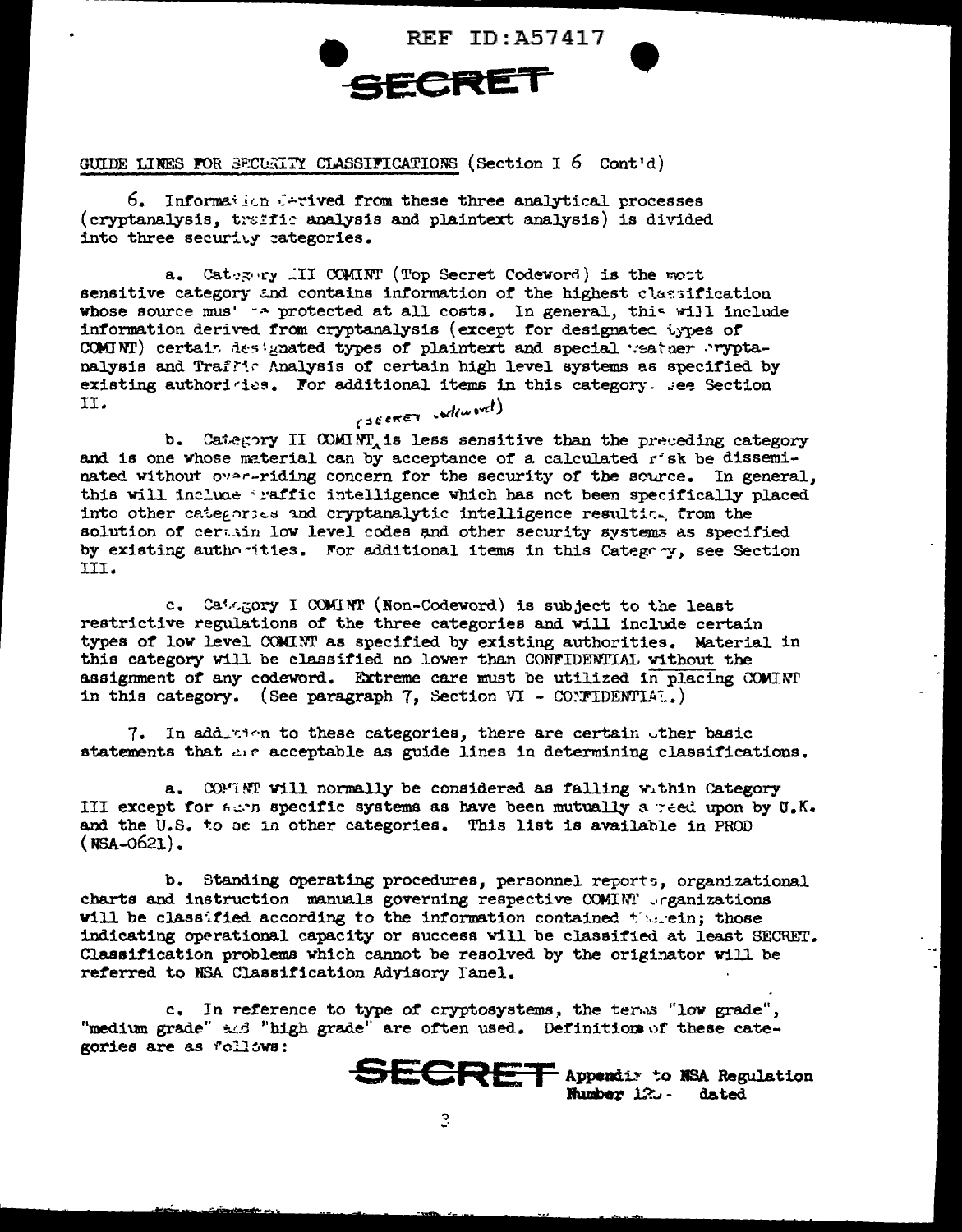REF ID:A57417

SECRET

GUIDE LINES FOR SECURITY CLASSIFICATIONS (Section I 6 Cont'd)

6. Information derived from these three analytical processes (cryptanalysis, traffic analysis and plaintext analysis) is divided into three security categories.

a. Category III COMINT (Top Secret Codeword) is the most sensitive category and contains information of the highest classification whose source must be protected at all costs. In general, this will include information derived from cryptanalysis (except for designated types of COMINT) certain designated types of plaintext and special weather cryptanalysis and Traffic Analysis of certain high level systems as specified by existing authorities. For additional items in this category, see Section II.

b. Category II COMINT (secret codeword) is less sensitive than the preceding category and is one whose material can by acceptance of a calculated risk be disseminated without over-riding concern for the security of the source. In general, this will include traffic intelligence which has not been specifically placed into other categories and cryptanalytic intelligence resulting from the solution of certain low level codes and other security systems as specified by existing authorities. For additional items in this Category, see Section III.

c. Category I COMINT (Non-Codeword) is subject to the least restrictive regulations of the three categories and will include certain types of low level COMINT as specified by existing authorities. Material in this category will be classified no lower than CONFIDENTIAL without the assignment of any codeword. Extreme care must be utilized in placing COMINT in this category. (See paragraph 7, Section VI - CONFIDENTIAL.)

7. In addition to these categories, there are certain other basic statements that are acceptable as guide lines in determining classifications.

a. COMINT will normally be considered as falling within Category III except for such specific systems as have been mutually agreed upon by U.K. and the U.S. to be in other categories. This list is available in PROD (NSA-0621).

b. Standing operating procedures, personnel reports, organizational charts and instruction manuals governing respective COMINT organizations will be classified according to the information contained therein; those indicating operational capacity or success will be classified at least SECRET. Classification problems which cannot be resolved by the originator will be referred to NSA Classification Advisory Panel.

c. In reference to type of cryptosystems, the terms "low grade", "medium grade" and "high grade" are often used. Definitions of these categories are as follows:

SECRET Appendix to NSA Regulation Number 12_ - dated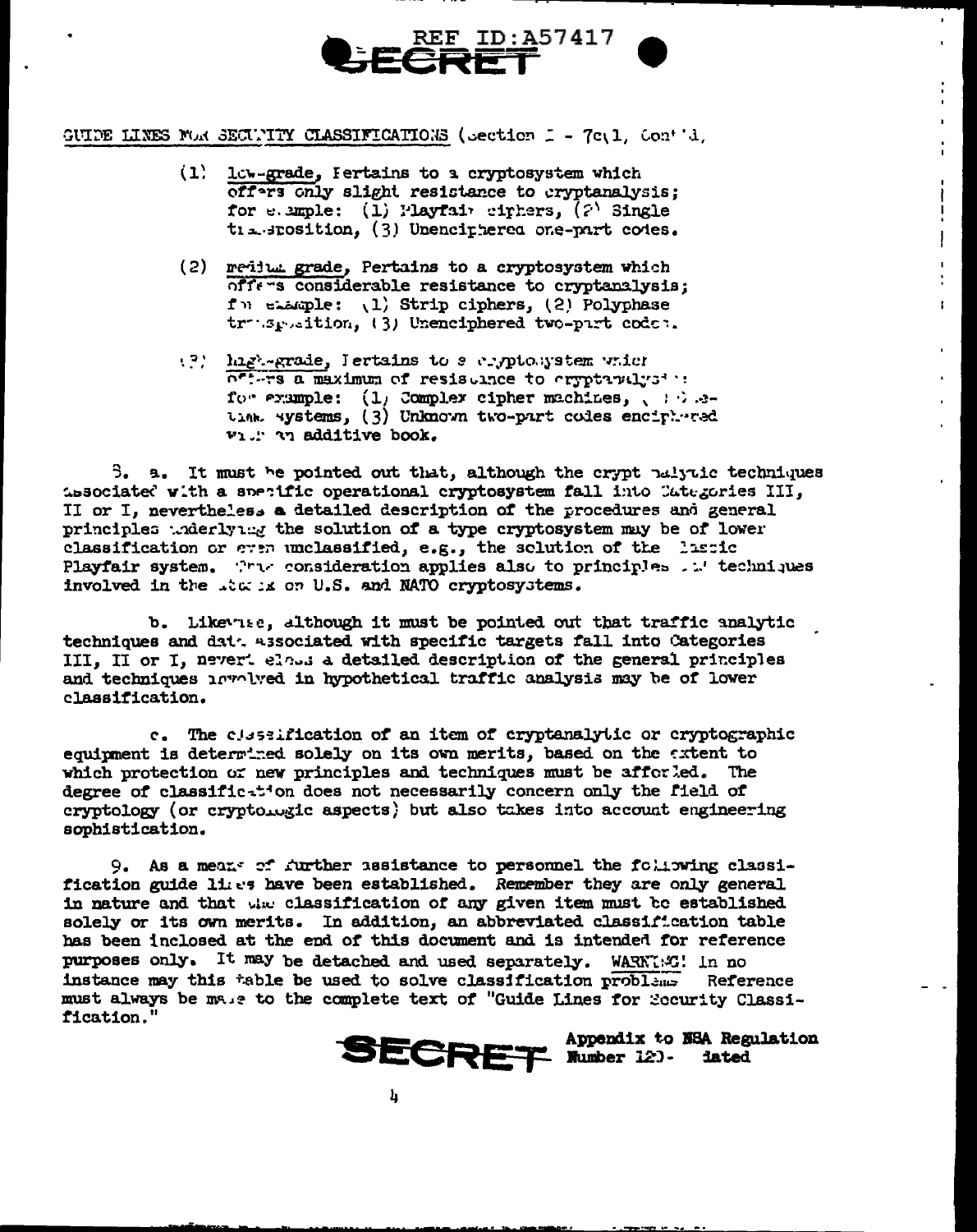REF ID:A57417

SECRET

GUIDE LINES FOR SECURITY CLASSIFICATIONS (Section I - 7c(1, Cont'd,

(1) low-grade, Pertains to a cryptosystem which offers only slight resistance to cryptanalysis; for example: (1) Playfair ciphers, (2) Single transposition, (3) Unenciphered one-part codes.

(2) medium grade, Pertains to a cryptosystem which offers considerable resistance to cryptanalysis; for example: (1) Strip ciphers, (2) Polyphase transposition, (3) Unenciphered two-part codes.

(3) high-grade, Pertains to a cryptosystem which offers a maximum of resistance to cryptanalysis; for example: (1) Complex cipher machines, (2) One-time systems, (3) Unknown two-part codes enciphered with an additive book.

8. a. It must be pointed out that, although the cryptanalytic techniques associated with a specific operational cryptosystem fall into Categories III, II or I, nevertheless a detailed description of the procedures and general principles underlying the solution of a type cryptosystem may be of lower classification or even unclassified, e.g., the solution of the basic Playfair system. This consideration applies also to principles and techniques involved in the attack on U.S. and NATO cryptosystems.

b. Likewise, although it must be pointed out that traffic analytic techniques and data associated with specific targets fall into Categories III, II or I, nevertheless a detailed description of the general principles and techniques involved in hypothetical traffic analysis may be of lower classification.

c. The classification of an item of cryptanalytic or cryptographic equipment is determined solely on its own merits, based on the extent to which protection of new principles and techniques must be afforded. The degree of classification does not necessarily concern only the field of cryptology (or cryptologic aspects) but also takes into account engineering sophistication.

9. As a means of further assistance to personnel the following classification guide lines have been established. Remember they are only general in nature and that the classification of any given item must be established solely on its own merits. In addition, an abbreviated classification table has been inclosed at the end of this document and is intended for reference purposes only. It may be detached and used separately. WARNING! In no instance may this table be used to solve classification problems Reference must always be made to the complete text of "Guide Lines for Security Classification."

SECRET Appendix to NSA Regulation Number 12- dated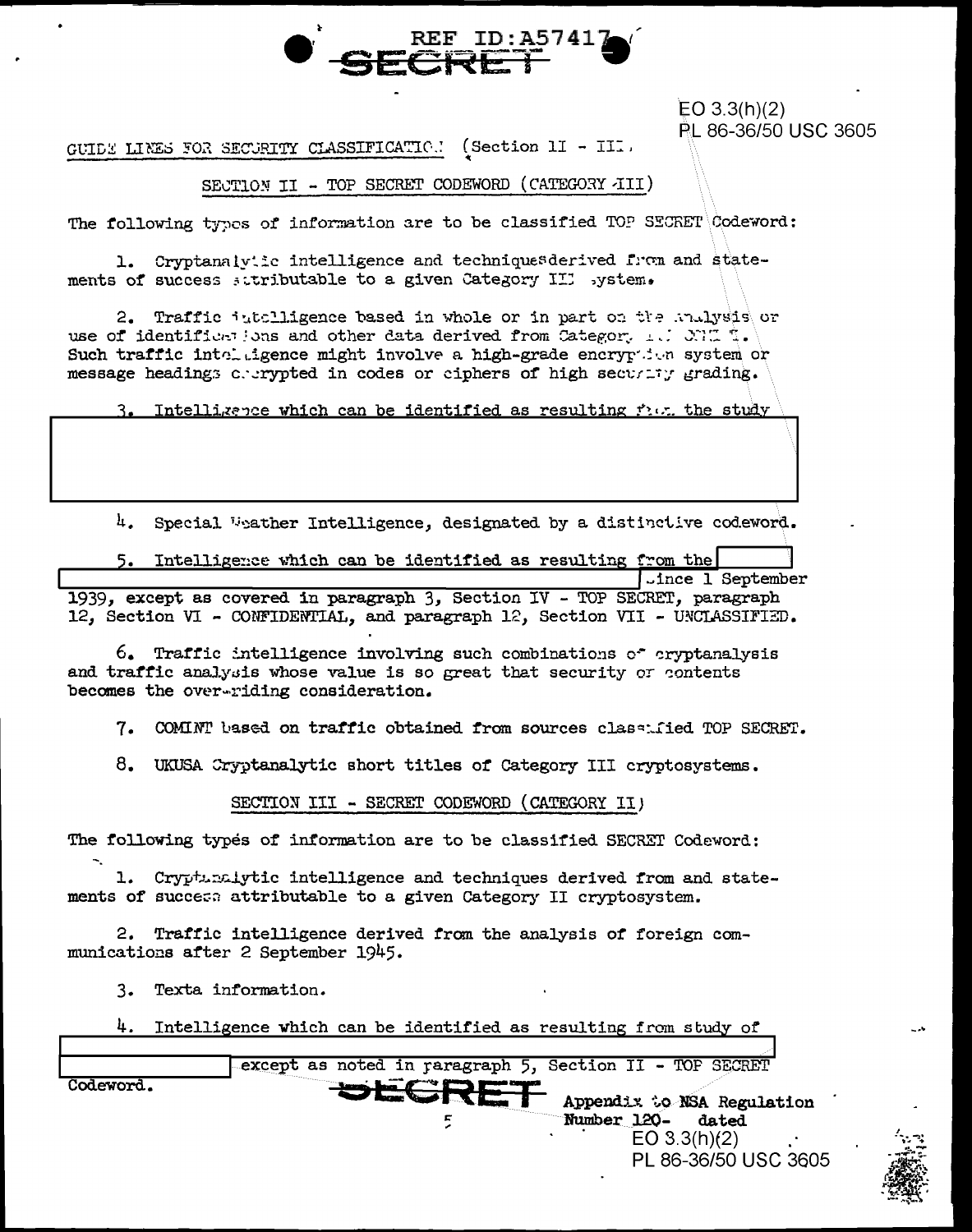EO 3.3(h)(2)
PL 86-36/50 USC 3605

GUIDE LINES FOR SECURITY CLASSIFICATION (Section II - III)

## SECTION II - TOP SECRET CODEWORD (CATEGORY III)

The following types of information are to be classified TOP SECRET Codeword:

1. Cryptanalytic intelligence and techniques derived from and statements of success attributable to a given Category III system.

2. Traffic intelligence based in whole or in part on the analysis or use of identifications and other data derived from Category III COMINT. Such traffic intelligence might involve a high-grade encryption system or message headings encrypted in codes or ciphers of high security grading.

3. Intelligence which can be identified as resulting from the study [REDACTED]

4. Special Weather Intelligence, designated by a distinctive codeword.

5. Intelligence which can be identified as resulting from the [REDACTED] since 1 September 1939, except as covered in paragraph 3, Section IV - TOP SECRET, paragraph 12, Section VI - CONFIDENTIAL, and paragraph 12, Section VII - UNCLASSIFIED.

6. Traffic intelligence involving such combinations of cryptanalysis and traffic analysis whose value is so great that security of contents becomes the over-riding consideration.

7. COMINT based on traffic obtained from sources classified TOP SECRET.

8. UKUSA Cryptanalytic short titles of Category III cryptosystems.

## SECTION III - SECRET CODEWORD (CATEGORY II)

The following types of information are to be classified SECRET Codeword:

1. Cryptanalytic intelligence and techniques derived from and statements of success attributable to a given Category II cryptosystem.

2. Traffic intelligence derived from the analysis of foreign communications after 2 September 1945.

3. Texta information.

4. Intelligence which can be identified as resulting from study of [REDACTED] except as noted in paragraph 5, Section II - TOP SECRET Codeword.

Appendix to NSA Regulation Number 120- dated

EO 3.3(h)(2)
PL 86-36/50 USC 3605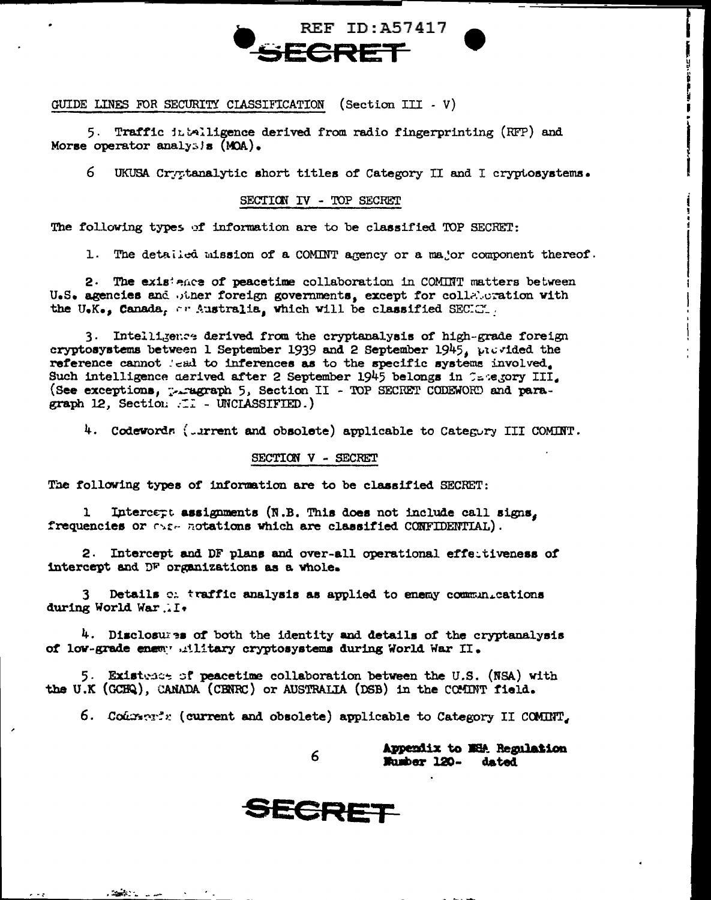GUIDE LINES FOR SECURITY CLASSIFICATION (Section III - V)

5. Traffic intelligence derived from radio fingerprinting (RFP) and Morse operator analysis (MOA).

6 UKUSA Cryptanalytic short titles of Category II and I cryptosystems.

## SECTION IV - TOP SECRET

The following types of information are to be classified TOP SECRET:

1. The detailed mission of a COMINT agency or a major component thereof.

2. The existence of peacetime collaboration in COMINT matters between U.S. agencies and other foreign governments, except for collaboration with the U.K., Canada, or Australia, which will be classified SECRET.

3. Intelligence derived from the cryptanalysis of high-grade foreign cryptosystems between 1 September 1939 and 2 September 1945, provided the reference cannot lead to inferences as to the specific systems involved. Such intelligence derived after 2 September 1945 belongs in Category III. (See exceptions, paragraph 5, Section II - TOP SECRET CODEWORD and paragraph 12, Section III - UNCLASSIFIED.)

4. Codewords (current and obsolete) applicable to Category III COMINT.

## SECTION V - SECRET

The following types of information are to be classified SECRET:

1 Intercept assignments (N.B. This does not include call signs, frequencies or case notations which are classified CONFIDENTIAL).

2. Intercept and DF plans and over-all operational effectiveness of intercept and DF organizations as a whole.

3 Details of traffic analysis as applied to enemy communications during World War II.

4. Disclosures of both the identity and details of the cryptanalysis of low-grade enemy military cryptosystems during World War II.

5. Existence of peacetime collaboration between the U.S. (NSA) with the U.K (GCHQ), CANADA (CBNRC) or AUSTRALIA (DSB) in the COMINT field.

6. Codewords (current and obsolete) applicable to Category II COMINT,

Appendix to NSA Regulation Number 120- dated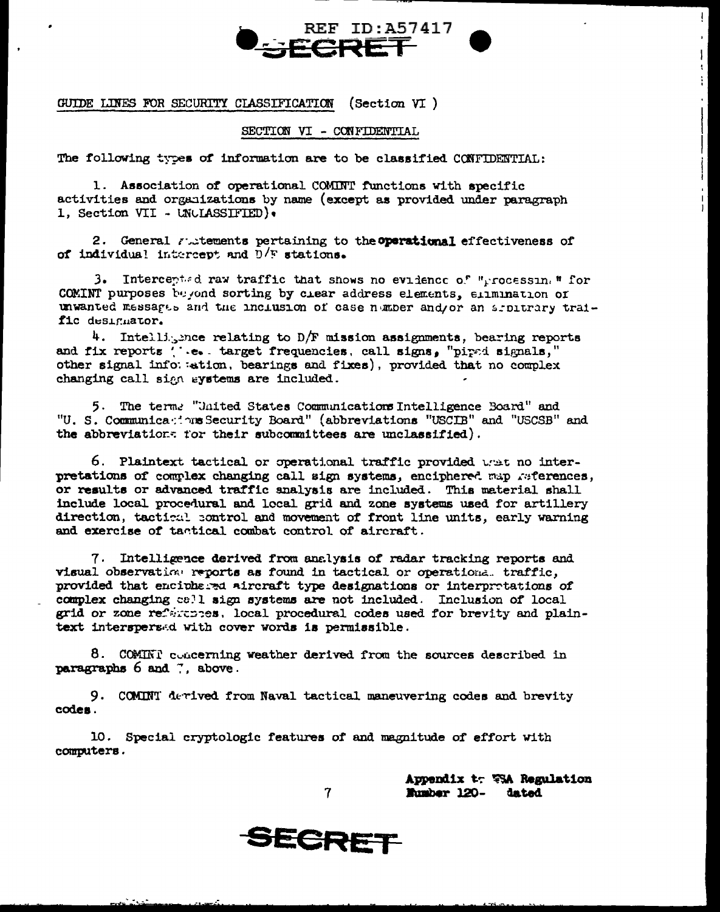GUIDE LINES FOR SECURITY CLASSIFICATION (Section VI)

SECTION VI - CONFIDENTIAL

The following types of information are to be classified CONFIDENTIAL:

1. Association of operational COMINT functions with specific activities and organizations by name (except as provided under paragraph 1, Section VII - UNCLASSIFIED).

2. General statements pertaining to the operational effectiveness of of individual intercept and D/F stations.

3. Intercepted raw traffic that shows no evidence of "processing" for COMINT purposes beyond sorting by clear address elements, elimination of unwanted messages and the inclusion of case number and/or an arbitrary traffic designator.

4. Intelligence relating to D/F mission assignments, bearing reports and fix reports (i.e. target frequencies, call signs, "piped signals," other signal information, bearings and fixes), provided that no complex changing call sign systems are included.

5. The terms "United States Communications Intelligence Board" and "U. S. Communications Security Board" (abbreviations "USCIB" and "USCSB" and the abbreviations for their subcommittees are unclassified).

6. Plaintext tactical or operational traffic provided that no interpretations of complex changing call sign systems, enciphered map references, or results or advanced traffic analysis are included. This material shall include local procedural and local grid and zone systems used for artillery direction, tactical control and movement of front line units, early warning and exercise of tactical combat control of aircraft.

7. Intelligence derived from analysis of radar tracking reports and visual observation reports as found in tactical or operational traffic, provided that enciphered aircraft type designations or interpretations of complex changing call sign systems are not included. Inclusion of local grid or zone references, local procedural codes used for brevity and plaintext interspersed with cover words is permissible.

8. COMINT concerning weather derived from the sources described in paragraphs 6 and 7, above.

9. COMINT derived from Naval tactical maneuvering codes and brevity codes.

10. Special cryptologic features of and magnitude of effort with computers.

Appendix to NSA Regulation
Number 120- dated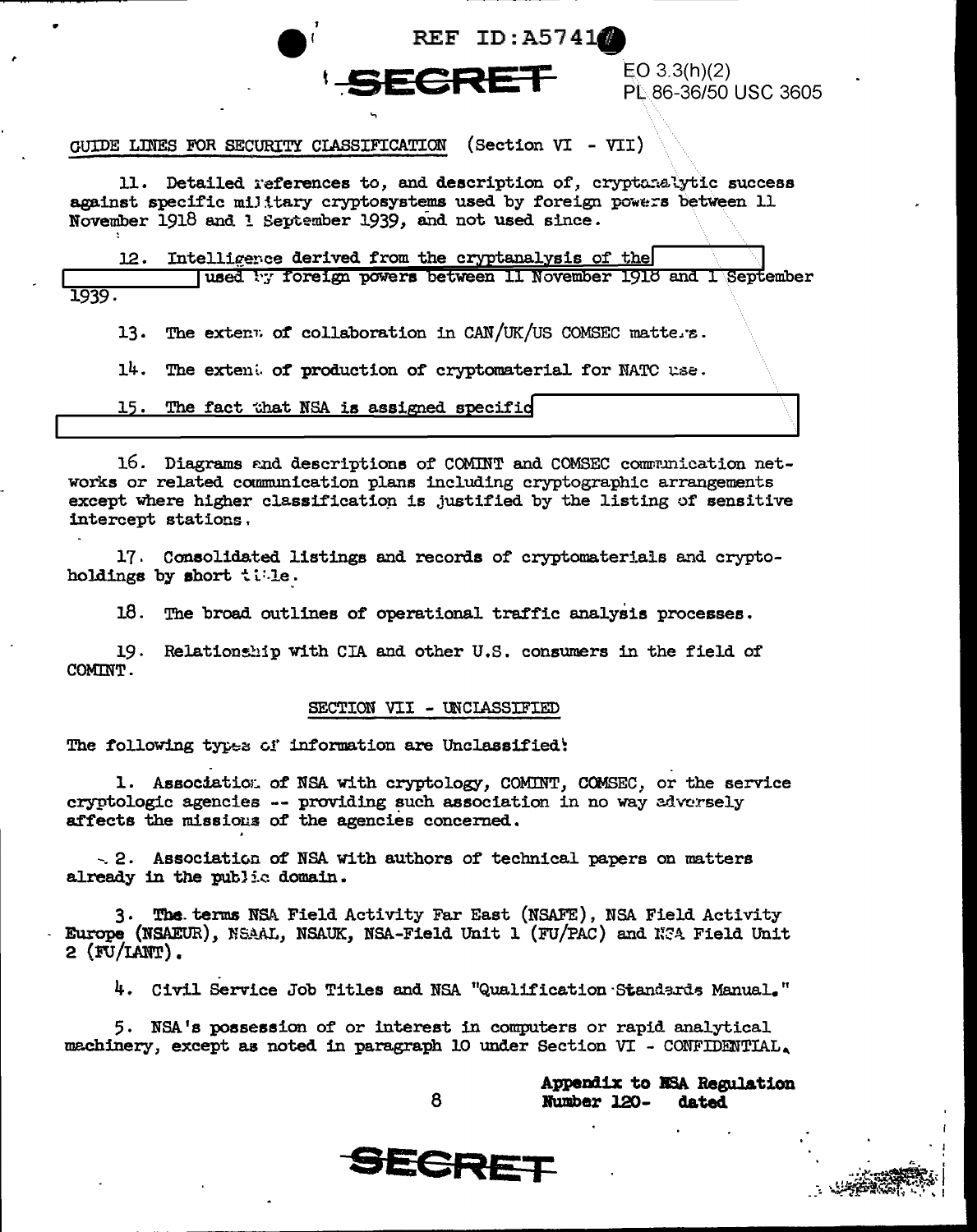REF ID:A57410

SECRET

EO 3.3(h)(2)
PL 86-36/50 USC 3605

GUIDE LINES FOR SECURITY CLASSIFICATION (Section VI - VII)

11. Detailed references to, and description of, cryptanalytic success against specific military cryptosystems used by foreign powers between 11 November 1918 and 1 September 1939, and not used since.

12. Intelligence derived from the cryptanalysis of the [REDACTED] used by foreign powers between 11 November 1918 and 1 September 1939.

13. The extent of collaboration in CAN/UK/US COMSEC matters.

14. The extent of production of cryptomaterial for NATO use.

15. The fact that NSA is assigned specific [REDACTED]

16. Diagrams and descriptions of COMINT and COMSEC communication networks or related communication plans including cryptographic arrangements except where higher classification is justified by the listing of sensitive intercept stations.

17. Consolidated listings and records of cryptomaterials and cryptoholdings by short title.

18. The broad outlines of operational traffic analysis processes.

19. Relationship with CIA and other U.S. consumers in the field of COMINT.

## SECTION VII - UNCLASSIFIED

The following types of information are Unclassified:

1. Association of NSA with cryptology, COMINT, COMSEC, or the service cryptologic agencies -- providing such association in no way adversely affects the missions of the agencies concerned.

2. Association of NSA with authors of technical papers on matters already in the public domain.

3. The terms NSA Field Activity Far East (NSAFE), NSA Field Activity Europe (NSAEUR), NSAAL, NSAUK, NSA-Field Unit 1 (FU/PAC) and NSA Field Unit 2 (FU/LANT).

4. Civil Service Job Titles and NSA "Qualification Standards Manual."

5. NSA's possession of or interest in computers or rapid analytical machinery, except as noted in paragraph 10 under Section VI - CONFIDENTIAL.

Appendix to NSA Regulation Number 120- dated

SECRET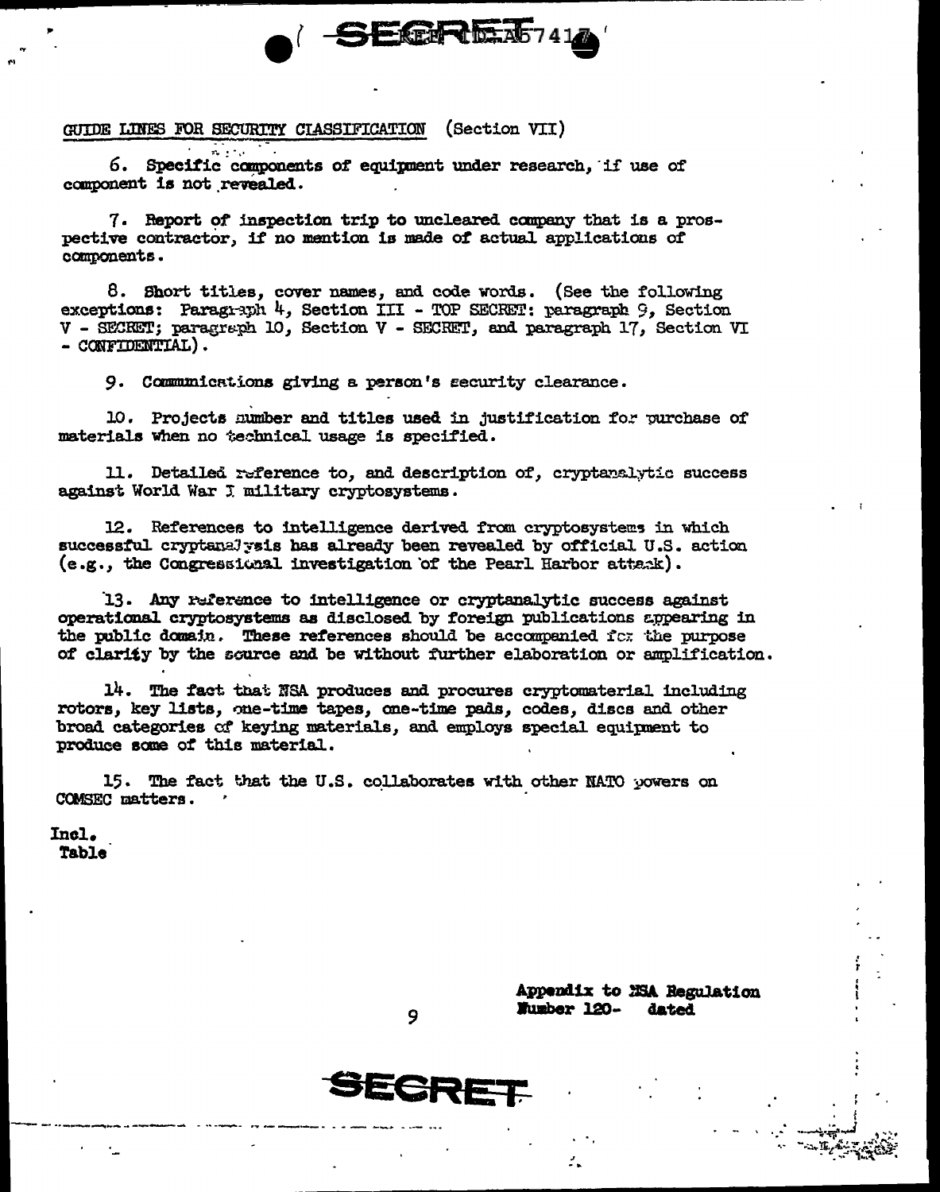SECRET

GUIDE LINES FOR SECURITY CLASSIFICATION (Section VII)

6. Specific components of equipment under research, if use of component is not revealed.

7. Report of inspection trip to uncleared company that is a prospective contractor, if no mention is made of actual applications of components.

8. Short titles, cover names, and code words. (See the following exceptions: Paragraph 4, Section III - TOP SECRET: paragraph 9, Section V - SECRET; paragraph 10, Section V - SECRET, and paragraph 17, Section VI - CONFIDENTIAL).

9. Communications giving a person's security clearance.

10. Projects number and titles used in justification for purchase of materials when no technical usage is specified.

11. Detailed reference to, and description of, cryptanalytic success against World War I military cryptosystems.

12. References to intelligence derived from cryptosystems in which successful cryptanalysis has already been revealed by official U.S. action (e.g., the Congressional investigation of the Pearl Harbor attack).

13. Any reference to intelligence or cryptanalytic success against operational cryptosystems as disclosed by foreign publications appearing in the public domain. These references should be accompanied for the purpose of clarity by the source and be without further elaboration or amplification.

14. The fact that NSA produces and procures cryptomaterial including rotors, key lists, one-time tapes, one-time pads, codes, discs and other broad categories of keying materials, and employs special equipment to produce some of this material.

15. The fact that the U.S. collaborates with other NATO powers on COMSEC matters.

Incl.
Table

Appendix to NSA Regulation
Number 120- dated

SECRET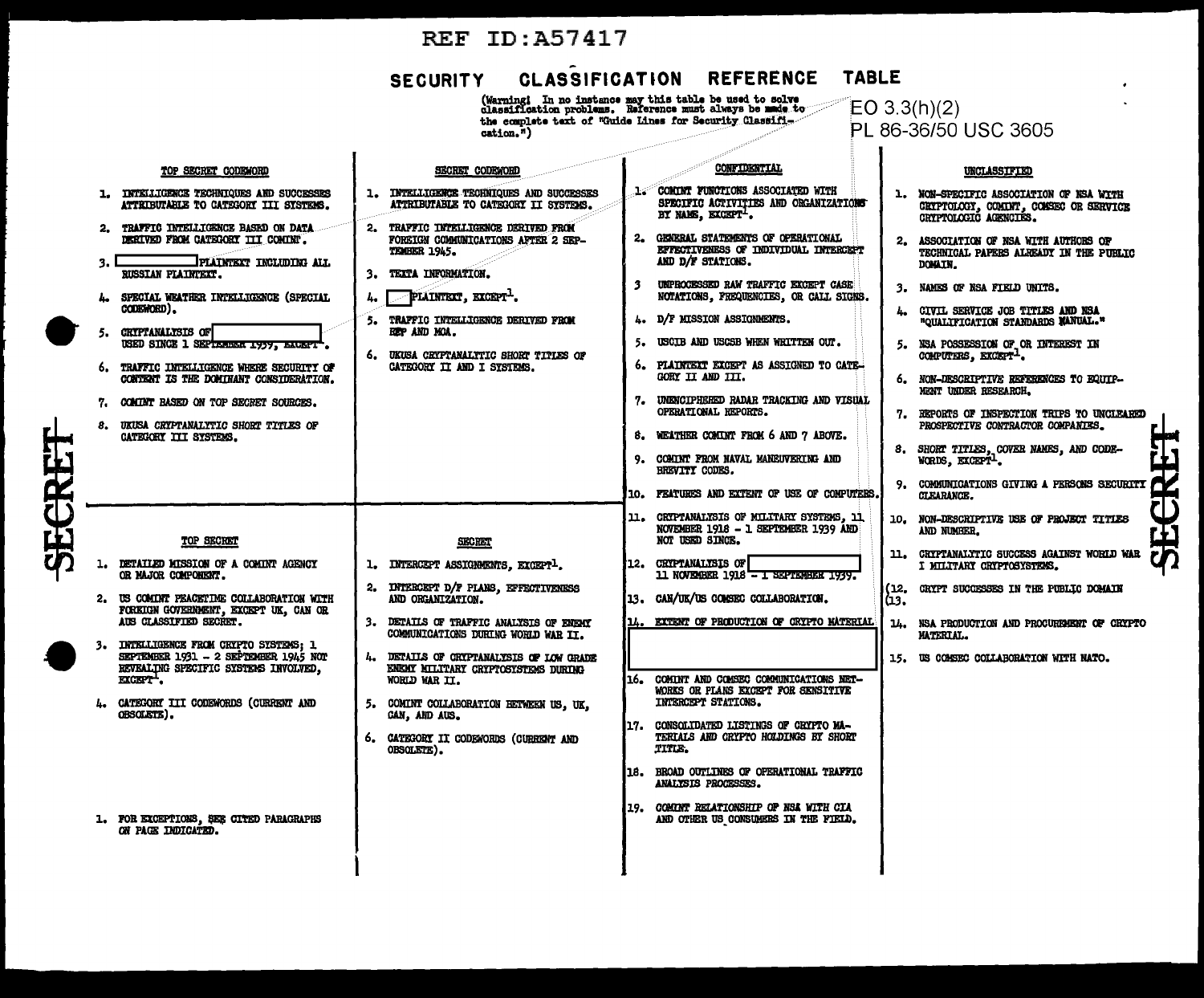REF ID:A57417

# SECURITY CLASSIFICATION REFERENCE TABLE

(Warning! In no instance may this table be used to solve classification problems. Reference must always be made to the complete text of "Guide Lines for Security Classification.")

EO 3.3(h)(2)
PL 86-36/50 USC 3605

SECRET

## TOP SECRET CODEWORD

1. INTELLIGENCE TECHNIQUES AND SUCCESSES ATTRIBUTABLE TO CATEGORY III SYSTEMS.
2. TRAFFIC INTELLIGENCE BASED ON DATA DERIVED FROM CATEGORY III COMINT.
3. [ ] PLAINTEXT INCLUDING ALL RUSSIAN PLAINTEXT.
4. SPECIAL WEATHER INTELLIGENCE (SPECIAL CODEWORD).
5. CRYPTANALYSIS OF [ ] USED SINCE 1 SEPTEMBER 1939, EXCEPT[1].
6. TRAFFIC INTELLIGENCE WHERE SECURITY OF CONTENT IS THE DOMINANT CONSIDERATION.
7. COMINT BASED ON TOP SECRET SOURCES.
8. UKUSA CRYPTANALYTIC SHORT TITLES OF CATEGORY III SYSTEMS.

## SECRET CODEWORD

1. INTELLIGENCE TECHNIQUES AND SUCCESSES ATTRIBUTABLE TO CATEGORY II SYSTEMS.
2. TRAFFIC INTELLIGENCE DERIVED FROM FOREIGN COMMUNICATIONS AFTER 2 SEPTEMBER 1945.
3. TEXTA INFORMATION.
4. [ ] PLAINTEXT, EXCEPT[1].
5. TRAFFIC INTELLIGENCE DERIVED FROM RBP AND MOA.
6. UKUSA CRYPTANALYTIC SHORT TITLES OF CATEGORY II AND I SYSTEMS.

## CONFIDENTIAL

1. COMINT FUNCTIONS ASSOCIATED WITH SPECIFIC ACTIVITIES AND ORGANIZATIONS BY NAME, EXCEPT[1].
2. GENERAL STATEMENTS OF OPERATIONAL EFFECTIVENESS OF INDIVIDUAL INTERCEPT AND D/F STATIONS.
3. UNPROCESSED RAW TRAFFIC EXCEPT CASE NOTATIONS, FREQUENCIES, OR CALL SIGNS.
4. D/F MISSION ASSIGNMENTS.
5. USCIB AND USCSB WHEN WRITTEN OUT.
6. PLAINTEXT EXCEPT AS ASSIGNED TO CATEGORY II AND III.
7. UNENCIPHERED RADAR TRACKING AND VISUAL OPERATIONAL REPORTS.
8. WEATHER COMINT FROM 6 AND 7 ABOVE.
9. COMINT FROM NAVAL MANEUVERING AND BREVITY CODES.
10. FEATURES AND EXTENT OF USE OF COMPUTERS.
11. CRYPTANALYSIS OF MILITARY SYSTEMS, 11 NOVEMBER 1918 - 1 SEPTEMBER 1939 AND NOT USED SINCE.
12. CRYPTANALYSIS OF [ ] 11 NOVEMBER 1918 - 1 SEPTEMBER 1939.
13. CAN/UK/US COMSEC COLLABORATION.
14. EXTENT OF PRODUCTION OF CRYPTO MATERIAL.
15. [ ]
16. COMINT AND COMSEC COMMUNICATIONS NETWORKS OR PLANS EXCEPT FOR SENSITIVE INTERCEPT STATIONS.
17. CONSOLIDATED LISTINGS OF CRYPTO MATERIALS AND CRYPTO HOLDINGS BY SHORT TITLE.
18. BROAD OUTLINES OF OPERATIONAL TRAFFIC ANALYSIS PROCESSES.
19. COMINT RELATIONSHIP OF NSA WITH CIA AND OTHER US CONSUMERS IN THE FIELD.

## UNCLASSIFIED

1. NON-SPECIFIC ASSOCIATION OF NSA WITH CRYPTOLOGY, COMINT, COMSEC OR SERVICE CRYPTOLOGIC AGENCIES.
2. ASSOCIATION OF NSA WITH AUTHORS OF TECHNICAL PAPERS ALREADY IN THE PUBLIC DOMAIN.
3. NAMES OF NSA FIELD UNITS.
4. CIVIL SERVICE JOB TITLES AND NSA "QUALIFICATION STANDARDS MANUAL."
5. NSA POSSESSION OF OR INTEREST IN COMPUTERS, EXCEPT[1].
6. NON-DESCRIPTIVE REFERENCES TO EQUIPMENT UNDER RESEARCH.
7. REPORTS OF INSPECTION TRIPS TO UNCLEARED PROSPECTIVE CONTRACTOR COMPANIES.
8. SHORT TITLES, COVER NAMES, AND CODEWORDS, EXCEPT[1].
9. COMMUNICATIONS GIVING A PERSONS SECURITY CLEARANCE.
10. NON-DESCRIPTIVE USE OF PROJECT TITLES AND NUMBER.
11. CRYPTANALYTIC SUCCESS AGAINST WORLD WAR I MILITARY CRYPTOSYSTEMS.
12. (12., 13.) CRYPT SUCCESSES IN THE PUBLIC DOMAIN
14. NSA PRODUCTION AND PROCUREMENT OF CRYPTO MATERIAL.
15. US COMSEC COLLABORATION WITH NATO.

## TOP SECRET

1. DETAILED MISSION OF A COMINT AGENCY OR MAJOR COMPONENT.
2. US COMINT PEACETIME COLLABORATION WITH FOREIGN GOVERNMENT, EXCEPT UK, CAN OR AUS CLASSIFIED SECRET.
3. INTELLIGENCE FROM CRYPTO SYSTEMS; 1 SEPTEMBER 1931 - 2 SEPTEMBER 1945 NOT REVEALING SPECIFIC SYSTEMS INVOLVED, EXCEPT[1].
4. CATEGORY III CODEWORDS (CURRENT AND OBSOLETE).

## SECRET

1. INTERCEPT ASSIGNMENTS, EXCEPT[1].
2. INTERCEPT D/F PLANS, EFFECTIVENESS AND ORGANIZATION.
3. DETAILS OF TRAFFIC ANALYSIS OF ENEMY COMMUNICATIONS DURING WORLD WAR II.
4. DETAILS OF CRYPTANALYSIS OF LOW GRADE ENEMY MILITARY CRYPTOSYSTEMS DURING WORLD WAR II.
5. COMINT COLLABORATION BETWEEN US, UK, CAN, AND AUS.
6. CATEGORY II CODEWORDS (CURRENT AND OBSOLETE).

1. FOR EXCEPTIONS, SEE CITED PARAGRAPHS ON PAGE INDICATED.

SECRET